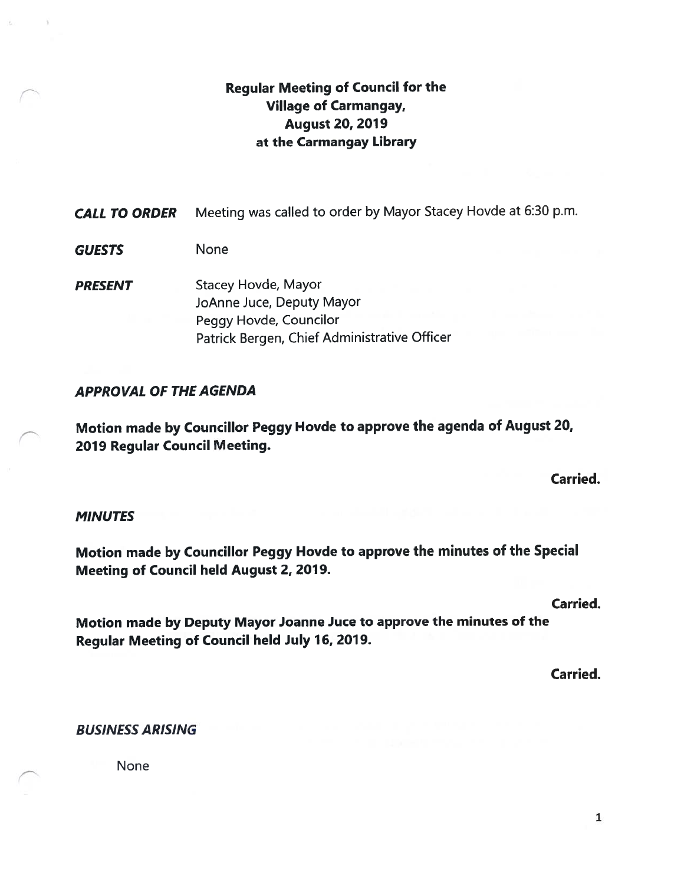# Regular Meeting of Council for the Village of Carmangay, August 20, 2019 at the Carmangay Library

***CALL TO ORDER*** Meeting was called to order by Mayor Stacey Hovde at 6:30 p.m.

***GUESTS*** None

***PRESENT***
Stacey Hovde, Mayor
JoAnne Juce, Deputy Mayor
Peggy Hovde, Councilor
Patrick Bergen, Chief Administrative Officer

***APPROVAL OF THE AGENDA***

**Motion made by Councillor Peggy Hovde to approve the agenda of August 20, 2019 Regular Council Meeting.**

**Carried.**

***MINUTES***

**Motion made by Councillor Peggy Hovde to approve the minutes of the Special Meeting of Council held August 2, 2019.**

**Carried.**

**Motion made by Deputy Mayor Joanne Juce to approve the minutes of the Regular Meeting of Council held July 16, 2019.**

**Carried.**

***BUSINESS ARISING***

None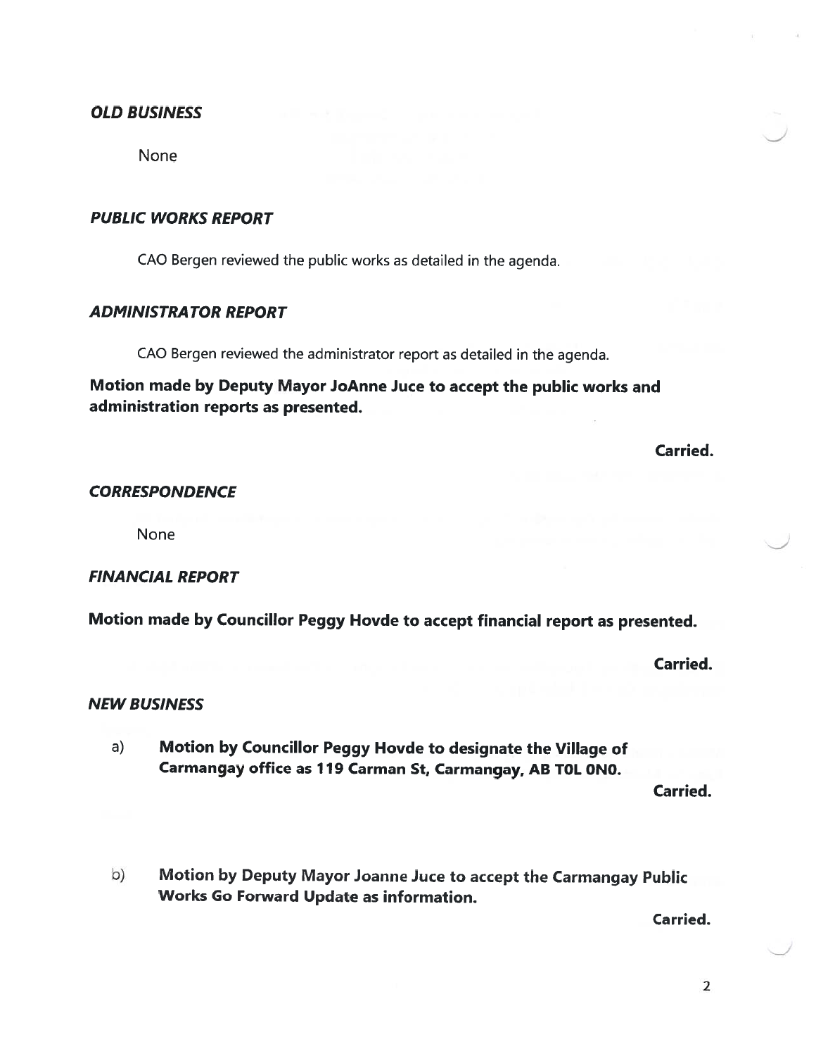## *OLD BUSINESS*

None

## *PUBLIC WORKS REPORT*

CAO Bergen reviewed the public works as detailed in the agenda.

## *ADMINISTRATOR REPORT*

CAO Bergen reviewed the administrator report as detailed in the agenda.

**Motion made by Deputy Mayor JoAnne Juce to accept the public works and administration reports as presented.**

**Carried.**

## *CORRESPONDENCE*

None

## *FINANCIAL REPORT*

**Motion made by Councillor Peggy Hovde to accept financial report as presented.**

**Carried.**

## *NEW BUSINESS*

a) **Motion by Councillor Peggy Hovde to designate the Village of Carmangay office as 119 Carman St, Carmangay, AB T0L 0N0.**

**Carried.**

b) **Motion by Deputy Mayor Joanne Juce to accept the Carmangay Public Works Go Forward Update as information.**

**Carried.**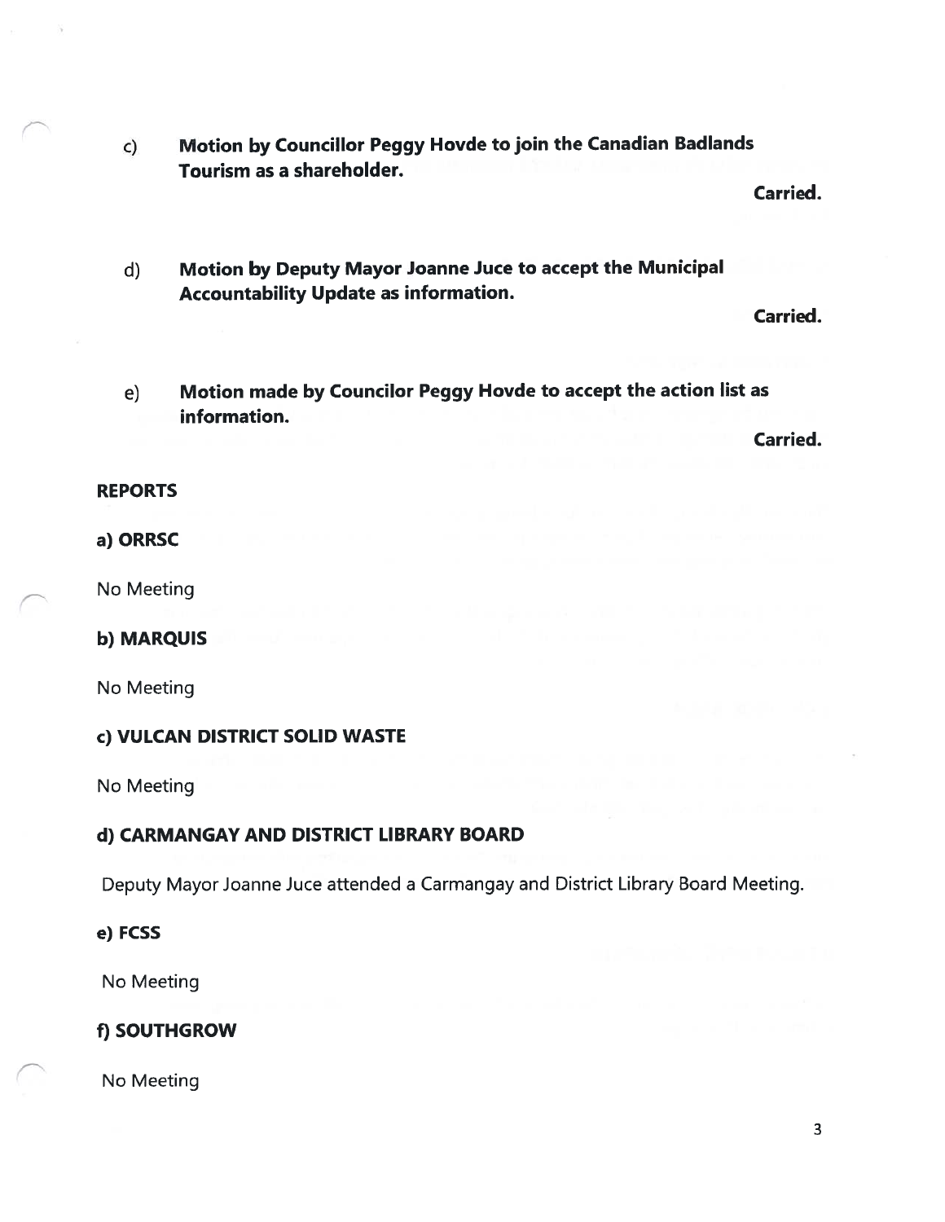c) **Motion by Councillor Peggy Hovde to join the Canadian Badlands Tourism as a shareholder.**

**Carried.**

d) **Motion by Deputy Mayor Joanne Juce to accept the Municipal Accountability Update as information.**

**Carried.**

e) **Motion made by Councilor Peggy Hovde to accept the action list as information.**

**Carried.**

**REPORTS**

**a) ORRSC**

No Meeting

**b) MARQUIS**

No Meeting

**c) VULCAN DISTRICT SOLID WASTE**

No Meeting

**d) CARMANGAY AND DISTRICT LIBRARY BOARD**

Deputy Mayor Joanne Juce attended a Carmangay and District Library Board Meeting.

**e) FCSS**

No Meeting

**f) SOUTHGROW**

No Meeting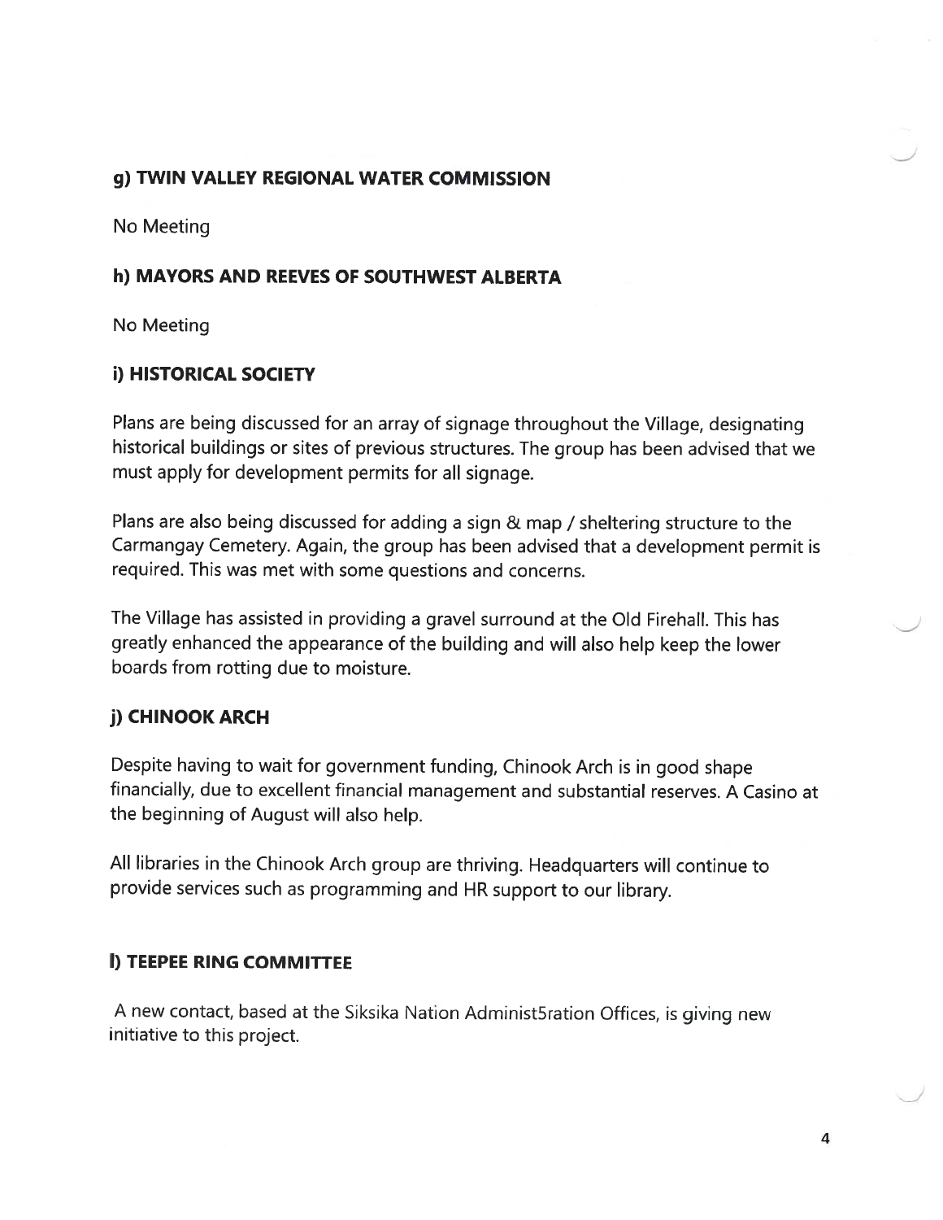### g) TWIN VALLEY REGIONAL WATER COMMISSION

No Meeting

### h) MAYORS AND REEVES OF SOUTHWEST ALBERTA

No Meeting

### i) HISTORICAL SOCIETY

Plans are being discussed for an array of signage throughout the Village, designating historical buildings or sites of previous structures. The group has been advised that we must apply for development permits for all signage.

Plans are also being discussed for adding a sign & map / sheltering structure to the Carmangay Cemetery. Again, the group has been advised that a development permit is required. This was met with some questions and concerns.

The Village has assisted in providing a gravel surround at the Old Firehall. This has greatly enhanced the appearance of the building and will also help keep the lower boards from rotting due to moisture.

### j) CHINOOK ARCH

Despite having to wait for government funding, Chinook Arch is in good shape financially, due to excellent financial management and substantial reserves. A Casino at the beginning of August will also help.

All libraries in the Chinook Arch group are thriving. Headquarters will continue to provide services such as programming and HR support to our library.

### l) TEEPEE RING COMMITTEE

A new contact, based at the Siksika Nation Administ5ration Offices, is giving new initiative to this project.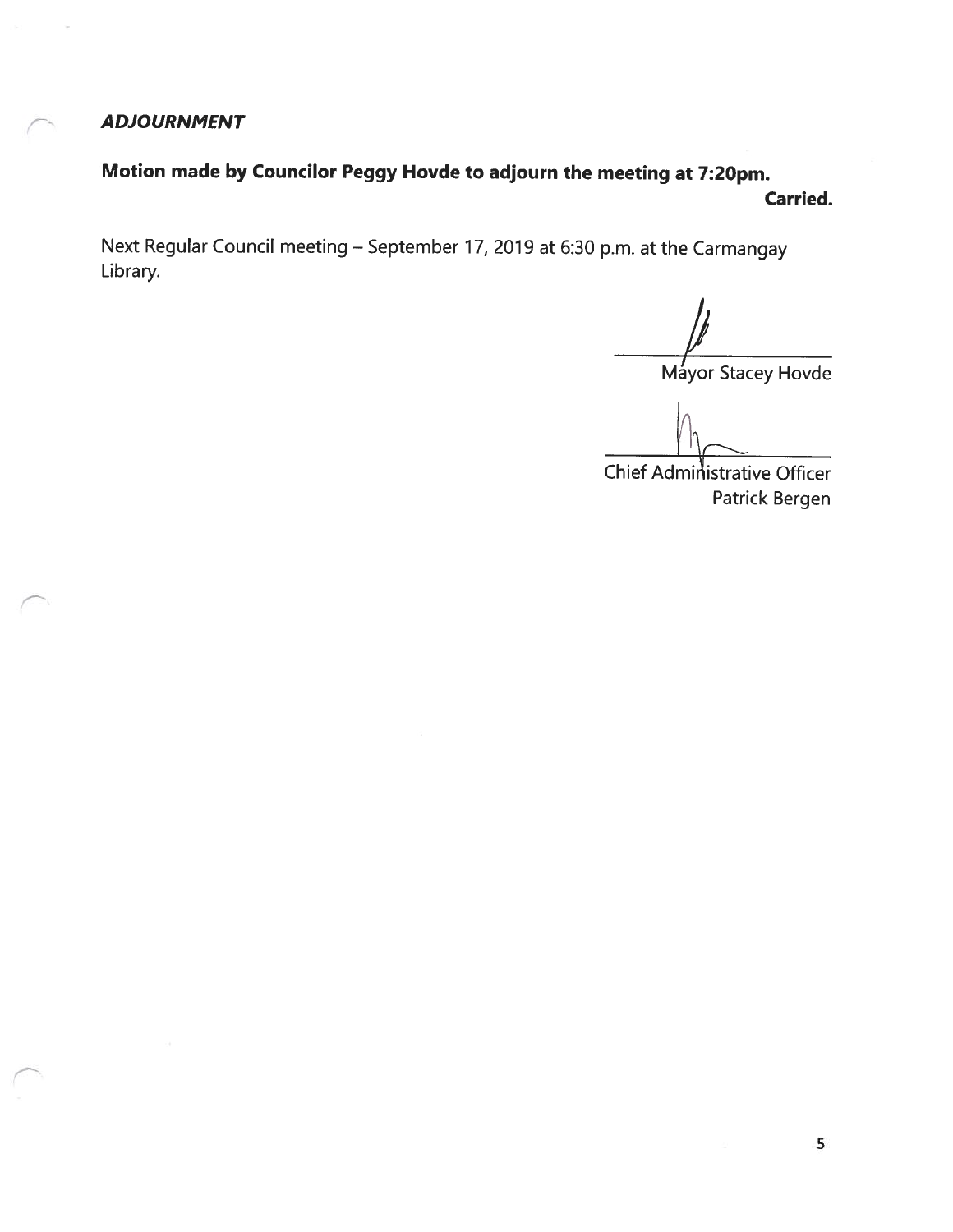### *ADJOURNMENT*

**Motion made by Councilor Peggy Hovde to adjourn the meeting at 7:20pm.**

**Carried.**

Next Regular Council meeting – September 17, 2019 at 6:30 p.m. at the Carmangay Library.

Mayor Stacey Hovde

Chief Administrative Officer
Patrick Bergen